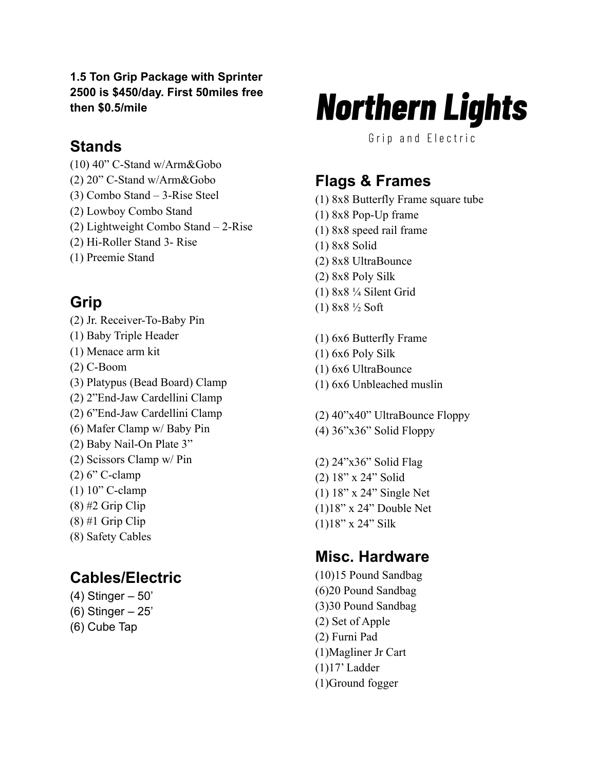# Northern Lights

Grip and Electric

**1.5 Ton Grip Package with Sprinter 2500 is $450/day. First 50miles free then $0.5/mile**

## Stands

(10) 40” C-Stand w/Arm&Gobo
(2) 20” C-Stand w/Arm&Gobo
(3) Combo Stand – 3-Rise Steel
(2) Lowboy Combo Stand
(2) Lightweight Combo Stand – 2-Rise
(2) Hi-Roller Stand 3- Rise
(1) Preemie Stand

## Grip

(2) Jr. Receiver-To-Baby Pin
(1) Baby Triple Header
(1) Menace arm kit
(2) C-Boom
(3) Platypus (Bead Board) Clamp
(2) 2”End-Jaw Cardellini Clamp
(2) 6”End-Jaw Cardellini Clamp
(6) Mafer Clamp w/ Baby Pin
(2) Baby Nail-On Plate 3”
(2) Scissors Clamp w/ Pin
(2) 6” C-clamp
(1) 10” C-clamp
(8) #2 Grip Clip
(8) #1 Grip Clip
(8) Safety Cables

## Cables/Electric

(4) Stinger – 50’
(6) Stinger – 25’
(6) Cube Tap

## Flags & Frames

(1) 8x8 Butterfly Frame square tube
(1) 8x8 Pop-Up frame
(1) 8x8 speed rail frame
(1) 8x8 Solid
(2) 8x8 UltraBounce
(2) 8x8 Poly Silk
(1) 8x8 ¼ Silent Grid
(1) 8x8 ½ Soft

(1) 6x6 Butterfly Frame
(1) 6x6 Poly Silk
(1) 6x6 UltraBounce
(1) 6x6 Unbleached muslin

(2) 40”x40” UltraBounce Floppy
(4) 36”x36” Solid Floppy

(2) 24”x36” Solid Flag
(2) 18” x 24” Solid
(1) 18” x 24” Single Net
(1)18” x 24” Double Net
(1)18” x 24” Silk

## Misc. Hardware

(10)15 Pound Sandbag
(6)20 Pound Sandbag
(3)30 Pound Sandbag
(2) Set of Apple
(2) Furni Pad
(1)Magliner Jr Cart
(1)17’ Ladder
(1)Ground fogger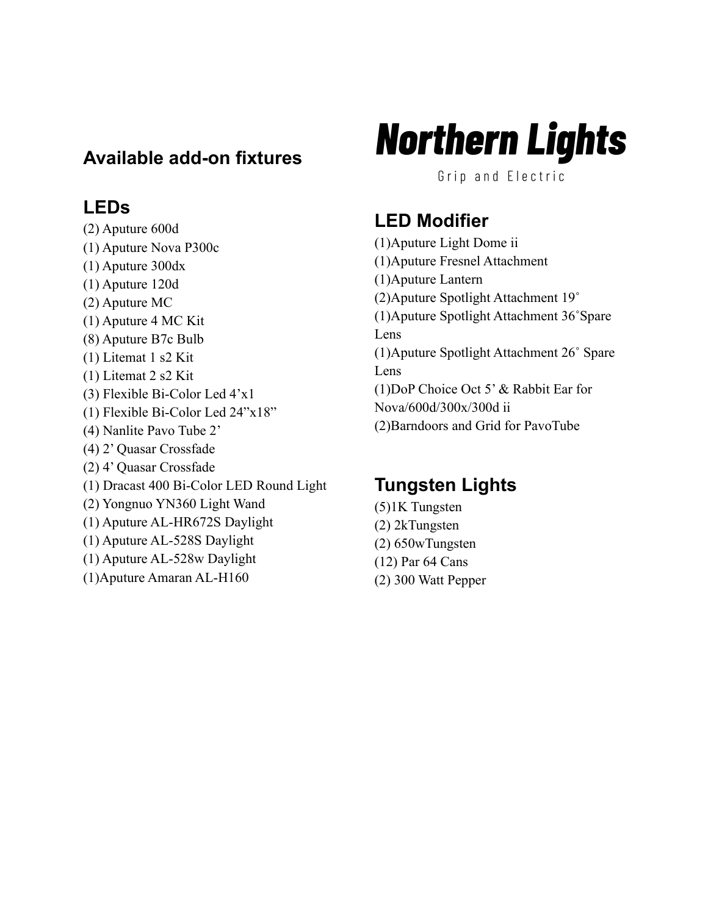# Northern Lights

Grip and Electric

## Available add-on fixtures

## LEDs

(2) Aputure 600d
(1) Aputure Nova P300c
(1) Aputure 300dx
(1) Aputure 120d
(2) Aputure MC
(1) Aputure 4 MC Kit
(8) Aputure B7c Bulb
(1) Litemat 1 s2 Kit
(1) Litemat 2 s2 Kit
(3) Flexible Bi-Color Led 4’x1
(1) Flexible Bi-Color Led 24”x18”
(4) Nanlite Pavo Tube 2’
(4) 2’ Quasar Crossfade
(2) 4’ Quasar Crossfade
(1) Dracast 400 Bi-Color LED Round Light
(2) Yongnuo YN360 Light Wand
(1) Aputure AL-HR672S Daylight
(1) Aputure AL-528S Daylight
(1) Aputure AL-528w Daylight
(1)Aputure Amaran AL-H160

## LED Modifier

(1)Aputure Light Dome ii
(1)Aputure Fresnel Attachment
(1)Aputure Lantern
(2)Aputure Spotlight Attachment 19˚
(1)Aputure Spotlight Attachment 36˚Spare Lens
(1)Aputure Spotlight Attachment 26˚ Spare Lens
(1)DoP Choice Oct 5’ & Rabbit Ear for Nova/600d/300x/300d ii
(2)Barndoors and Grid for PavoTube

## Tungsten Lights

(5)1K Tungsten
(2) 2kTungsten
(2) 650wTungsten
(12) Par 64 Cans
(2) 300 Watt Pepper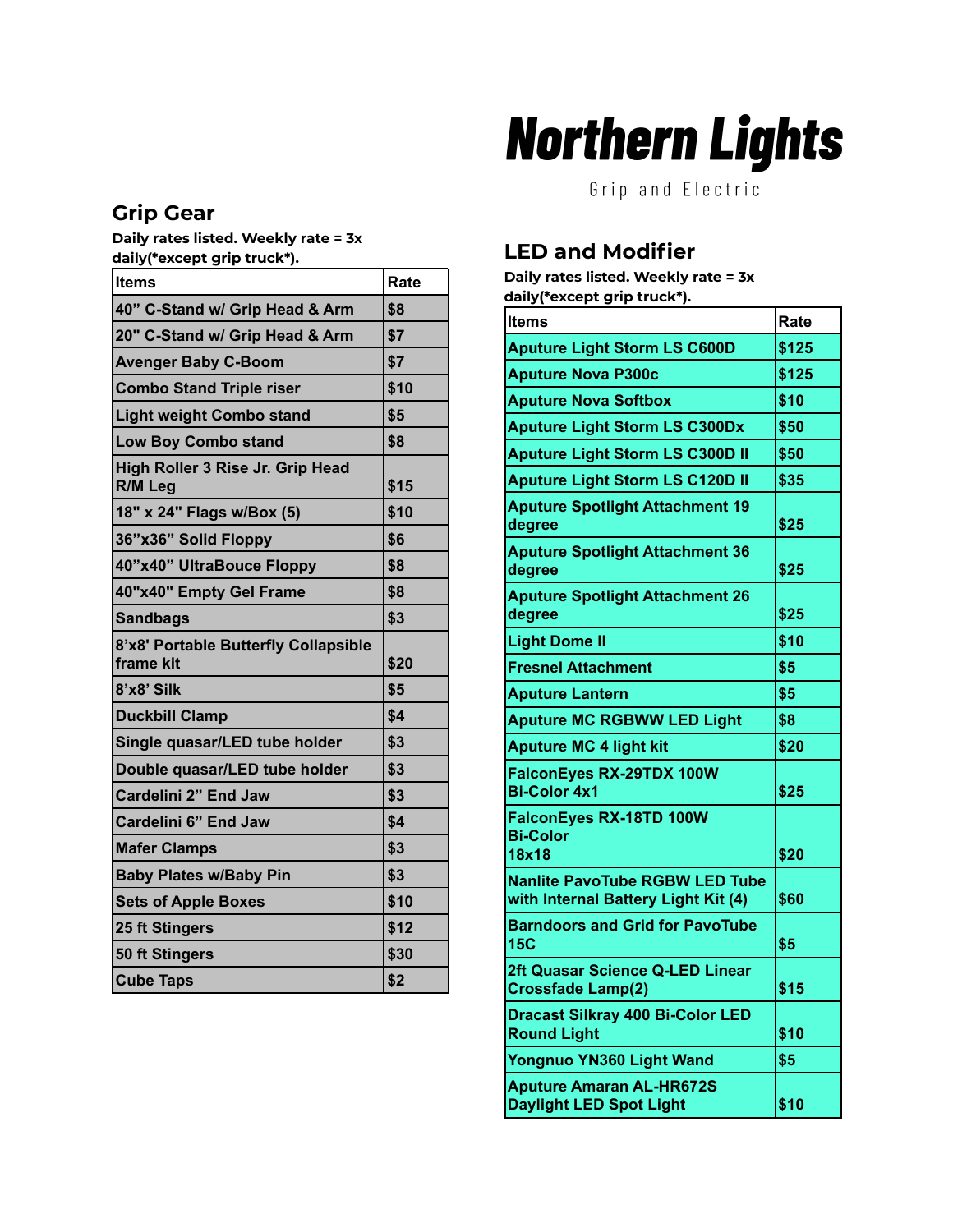# Northern Lights

Grip and Electric

## Grip Gear

**Daily rates listed. Weekly rate = 3x daily(*except grip truck*).**

| Items | Rate |
| --- | --- |
| 40" C-Stand w/ Grip Head & Arm | $8 |
| 20" C-Stand w/ Grip Head & Arm | $7 |
| Avenger Baby C-Boom | $7 |
| Combo Stand Triple riser | $10 |
| Light weight Combo stand | $5 |
| Low Boy Combo stand | $8 |
| High Roller 3 Rise Jr. Grip Head R/M Leg | $15 |
| 18" x 24" Flags w/Box (5) | $10 |
| 36"x36" Solid Floppy | $6 |
| 40"x40" UltraBouce Floppy | $8 |
| 40"x40" Empty Gel Frame | $8 |
| Sandbags | $3 |
| 8'x8' Portable Butterfly Collapsible frame kit | $20 |
| 8'x8' Silk | $5 |
| Duckbill Clamp | $4 |
| Single quasar/LED tube holder | $3 |
| Double quasar/LED tube holder | $3 |
| Cardelini 2" End Jaw | $3 |
| Cardelini 6" End Jaw | $4 |
| Mafer Clamps | $3 |
| Baby Plates w/Baby Pin | $3 |
| Sets of Apple Boxes | $10 |
| 25 ft Stingers | $12 |
| 50 ft Stingers | $30 |
| Cube Taps | $2 |

## LED and Modifier

**Daily rates listed. Weekly rate = 3x daily(*except grip truck*).**

| Items | Rate |
| --- | --- |
| Aputure Light Storm LS C600D | $125 |
| Aputure Nova P300c | $125 |
| Aputure Nova Softbox | $10 |
| Aputure Light Storm LS C300Dx | $50 |
| Aputure Light Storm LS C300D II | $50 |
| Aputure Light Storm LS C120D II | $35 |
| Aputure Spotlight Attachment 19 degree | $25 |
| Aputure Spotlight Attachment 36 degree | $25 |
| Aputure Spotlight Attachment 26 degree | $25 |
| Light Dome II | $10 |
| Fresnel Attachment | $5 |
| Aputure Lantern | $5 |
| Aputure MC RGBWW LED Light | $8 |
| Aputure MC 4 light kit | $20 |
| FalconEyes RX-29TDX 100W Bi-Color 4x1 | $25 |
| FalconEyes RX-18TD 100W Bi-Color 18x18 | $20 |
| Nanlite PavoTube RGBW LED Tube with Internal Battery Light Kit (4) | $60 |
| Barndoors and Grid for PavoTube 15C | $5 |
| 2ft Quasar Science Q-LED Linear Crossfade Lamp(2) | $15 |
| Dracast Silkray 400 Bi-Color LED Round Light | $10 |
| Yongnuo YN360 Light Wand | $5 |
| Aputure Amaran AL-HR672S Daylight LED Spot Light | $10 |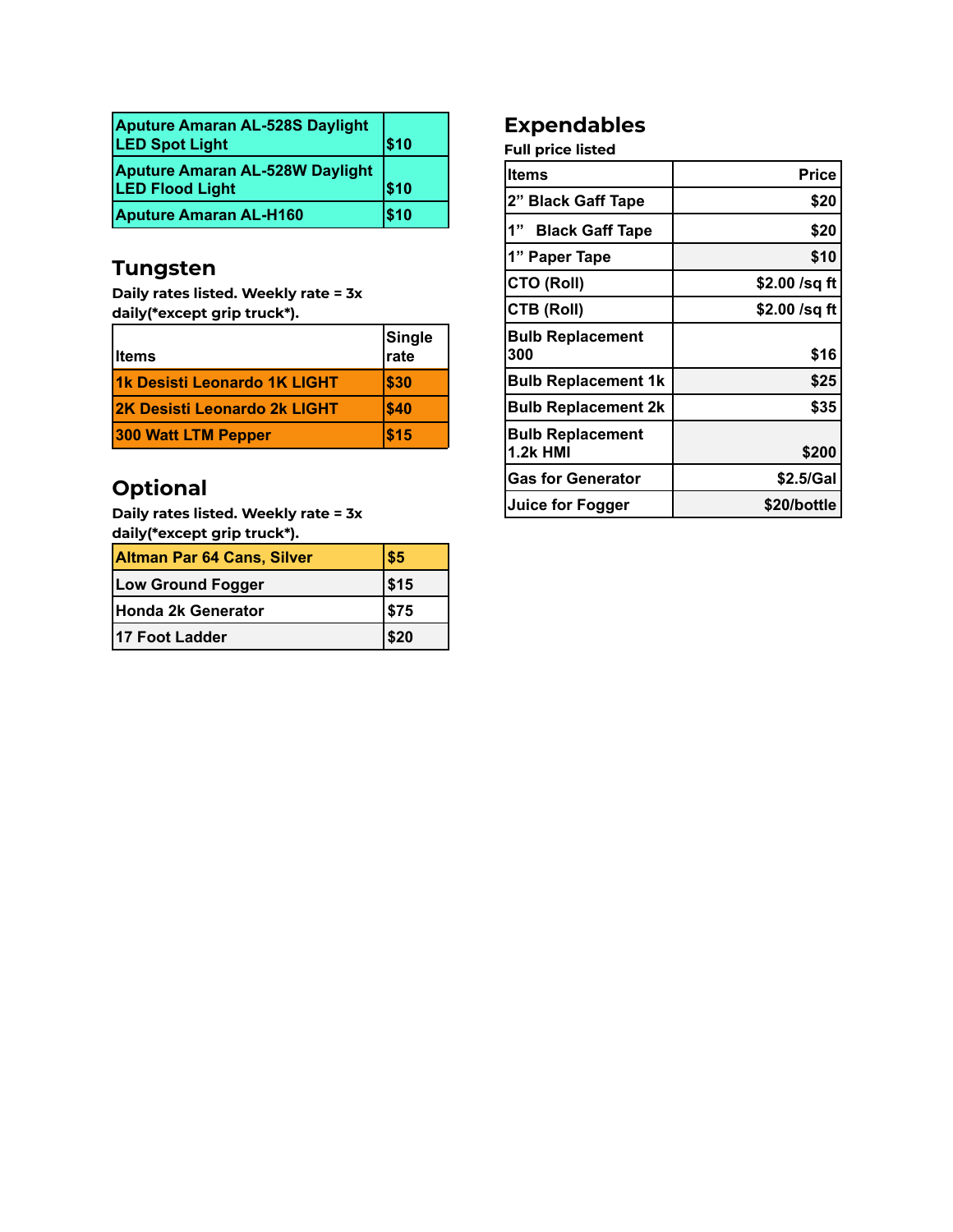| | |
|---|---|
| Aputure Amaran AL-528S Daylight LED Spot Light | $10 |
| Aputure Amaran AL-528W Daylight LED Flood Light | $10 |
| Aputure Amaran AL-H160 | $10 |

## Tungsten

**Daily rates listed. Weekly rate = 3x daily(*except grip truck*).**

| Items | Single rate |
|---|---|
| 1k Desisti Leonardo 1K LIGHT | $30 |
| 2K Desisti Leonardo 2k LIGHT | $40 |
| 300 Watt LTM Pepper | $15 |

## Optional

**Daily rates listed. Weekly rate = 3x daily(*except grip truck*).**

| | |
|---|---|
| Altman Par 64 Cans, Silver | $5 |
| Low Ground Fogger | $15 |
| Honda 2k Generator | $75 |
| 17 Foot Ladder | $20 |

## Expendables

**Full price listed**

| Items | Price |
|---|---|
| 2" Black Gaff Tape | $20 |
| 1" Black Gaff Tape | $20 |
| 1" Paper Tape | $10 |
| CTO (Roll) | $2.00 /sq ft |
| CTB (Roll) | $2.00 /sq ft |
| Bulb Replacement 300 | $16 |
| Bulb Replacement 1k | $25 |
| Bulb Replacement 2k | $35 |
| Bulb Replacement 1.2k HMI | $200 |
| Gas for Generator | $2.5/Gal |
| Juice for Fogger | $20/bottle |